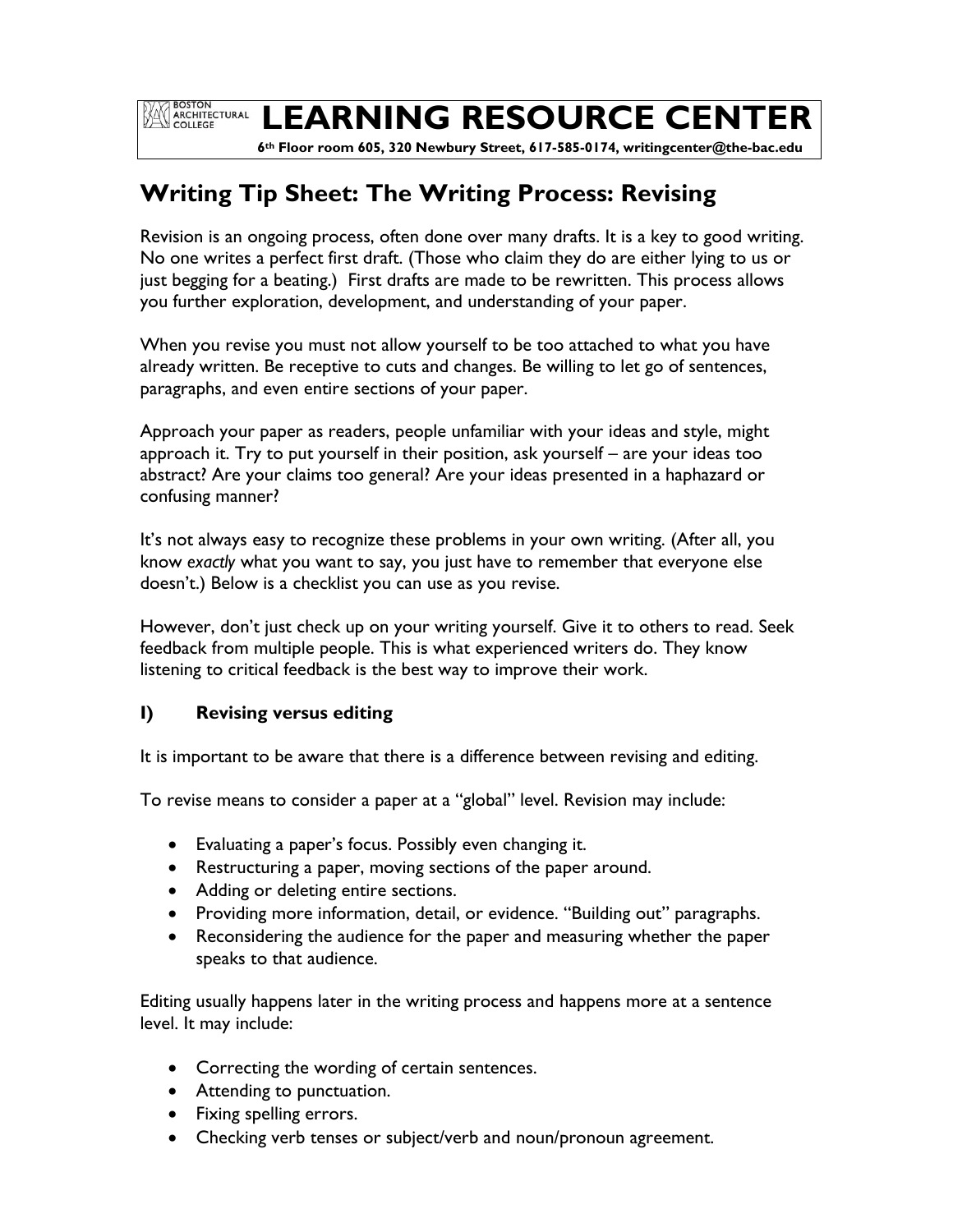# LEARNING RESOURCE CENTER

**6th Floor room 605, 320 Newbury Street, 617-585-0174, writingcenter@the-bac.edu**

## Writing Tip Sheet: The Writing Process: Revising

Revision is an ongoing process, often done over many drafts. It is a key to good writing. No one writes a perfect first draft. (Those who claim they do are either lying to us or just begging for a beating.) First drafts are made to be rewritten. This process allows you further exploration, development, and understanding of your paper.

When you revise you must not allow yourself to be too attached to what you have already written. Be receptive to cuts and changes. Be willing to let go of sentences, paragraphs, and even entire sections of your paper.

Approach your paper as readers, people unfamiliar with your ideas and style, might approach it. Try to put yourself in their position, ask yourself – are your ideas too abstract? Are your claims too general? Are your ideas presented in a haphazard or confusing manner?

It's not always easy to recognize these problems in your own writing. (After all, you know *exactly* what you want to say, you just have to remember that everyone else doesn't.) Below is a checklist you can use as you revise.

However, don't just check up on your writing yourself. Give it to others to read. Seek feedback from multiple people. This is what experienced writers do. They know listening to critical feedback is the best way to improve their work.

### I) Revising versus editing

It is important to be aware that there is a difference between revising and editing.

To revise means to consider a paper at a "global" level. Revision may include:

- Evaluating a paper's focus. Possibly even changing it.
- Restructuring a paper, moving sections of the paper around.
- Adding or deleting entire sections.
- Providing more information, detail, or evidence. "Building out" paragraphs.
- Reconsidering the audience for the paper and measuring whether the paper speaks to that audience.

Editing usually happens later in the writing process and happens more at a sentence level. It may include:

- Correcting the wording of certain sentences.
- Attending to punctuation.
- Fixing spelling errors.
- Checking verb tenses or subject/verb and noun/pronoun agreement.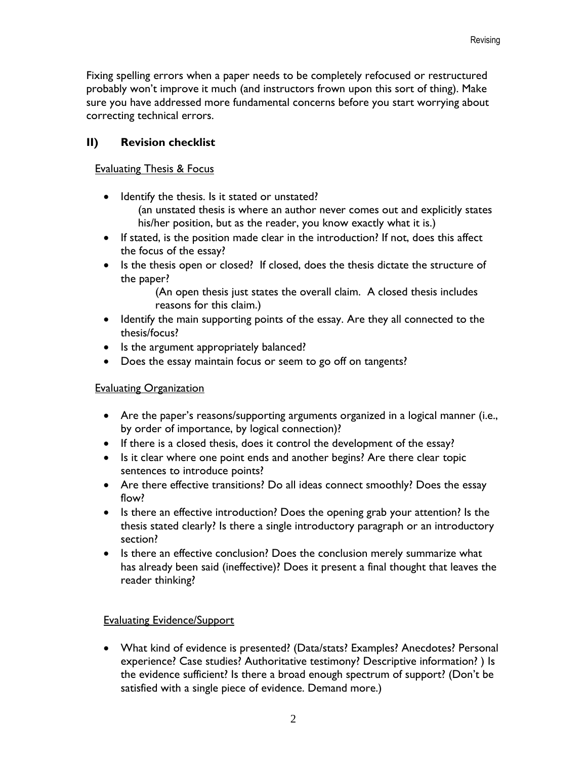Fixing spelling errors when a paper needs to be completely refocused or restructured probably won't improve it much (and instructors frown upon this sort of thing). Make sure you have addressed more fundamental concerns before you start worrying about correcting technical errors.

## II) Revision checklist

<u>Evaluating Thesis & Focus</u>

- Identify the thesis. Is it stated or unstated?
  (an unstated thesis is where an author never comes out and explicitly states his/her position, but as the reader, you know exactly what it is.)
- If stated, is the position made clear in the introduction? If not, does this affect the focus of the essay?
- Is the thesis open or closed? If closed, does the thesis dictate the structure of the paper?
  (An open thesis just states the overall claim. A closed thesis includes reasons for this claim.)
- Identify the main supporting points of the essay. Are they all connected to the thesis/focus?
- Is the argument appropriately balanced?
- Does the essay maintain focus or seem to go off on tangents?

<u>Evaluating Organization</u>

- Are the paper's reasons/supporting arguments organized in a logical manner (i.e., by order of importance, by logical connection)?
- If there is a closed thesis, does it control the development of the essay?
- Is it clear where one point ends and another begins? Are there clear topic sentences to introduce points?
- Are there effective transitions? Do all ideas connect smoothly? Does the essay flow?
- Is there an effective introduction? Does the opening grab your attention? Is the thesis stated clearly? Is there a single introductory paragraph or an introductory section?
- Is there an effective conclusion? Does the conclusion merely summarize what has already been said (ineffective)? Does it present a final thought that leaves the reader thinking?

<u>Evaluating Evidence/Support</u>

- What kind of evidence is presented? (Data/stats? Examples? Anecdotes? Personal experience? Case studies? Authoritative testimony? Descriptive information? ) Is the evidence sufficient? Is there a broad enough spectrum of support? (Don't be satisfied with a single piece of evidence. Demand more.)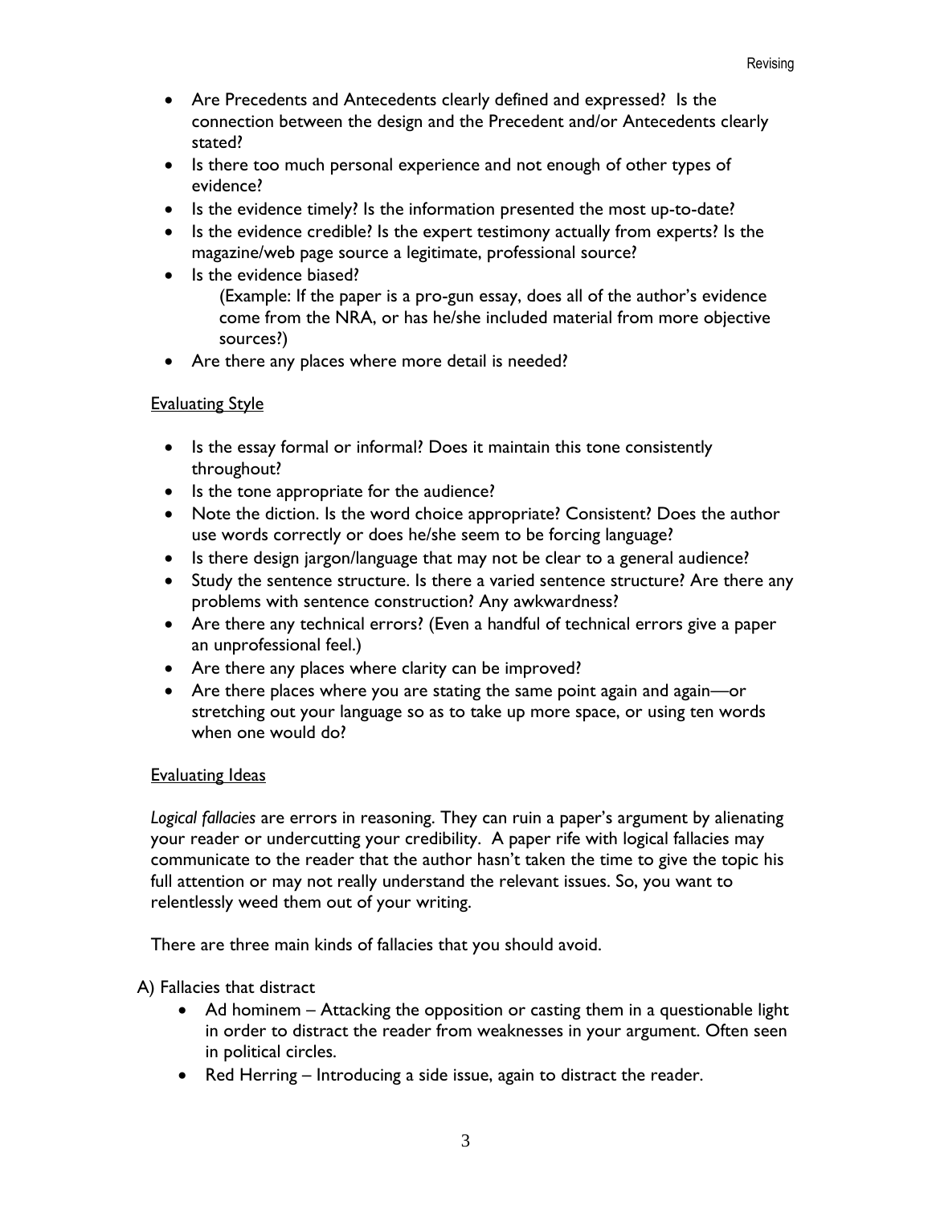- Are Precedents and Antecedents clearly defined and expressed? Is the connection between the design and the Precedent and/or Antecedents clearly stated?
- Is there too much personal experience and not enough of other types of evidence?
- Is the evidence timely? Is the information presented the most up-to-date?
- Is the evidence credible? Is the expert testimony actually from experts? Is the magazine/web page source a legitimate, professional source?
- Is the evidence biased?
  (Example: If the paper is a pro-gun essay, does all of the author's evidence come from the NRA, or has he/she included material from more objective sources?)
- Are there any places where more detail is needed?

<u>Evaluating Style</u>

- Is the essay formal or informal? Does it maintain this tone consistently throughout?
- Is the tone appropriate for the audience?
- Note the diction. Is the word choice appropriate? Consistent? Does the author use words correctly or does he/she seem to be forcing language?
- Is there design jargon/language that may not be clear to a general audience?
- Study the sentence structure. Is there a varied sentence structure? Are there any problems with sentence construction? Any awkwardness?
- Are there any technical errors? (Even a handful of technical errors give a paper an unprofessional feel.)
- Are there any places where clarity can be improved?
- Are there places where you are stating the same point again and again—or stretching out your language so as to take up more space, or using ten words when one would do?

<u>Evaluating Ideas</u>

*Logical fallacies* are errors in reasoning. They can ruin a paper's argument by alienating your reader or undercutting your credibility. A paper rife with logical fallacies may communicate to the reader that the author hasn't taken the time to give the topic his full attention or may not really understand the relevant issues. So, you want to relentlessly weed them out of your writing.

There are three main kinds of fallacies that you should avoid.

A) Fallacies that distract

- Ad hominem – Attacking the opposition or casting them in a questionable light in order to distract the reader from weaknesses in your argument. Often seen in political circles.
- Red Herring – Introducing a side issue, again to distract the reader.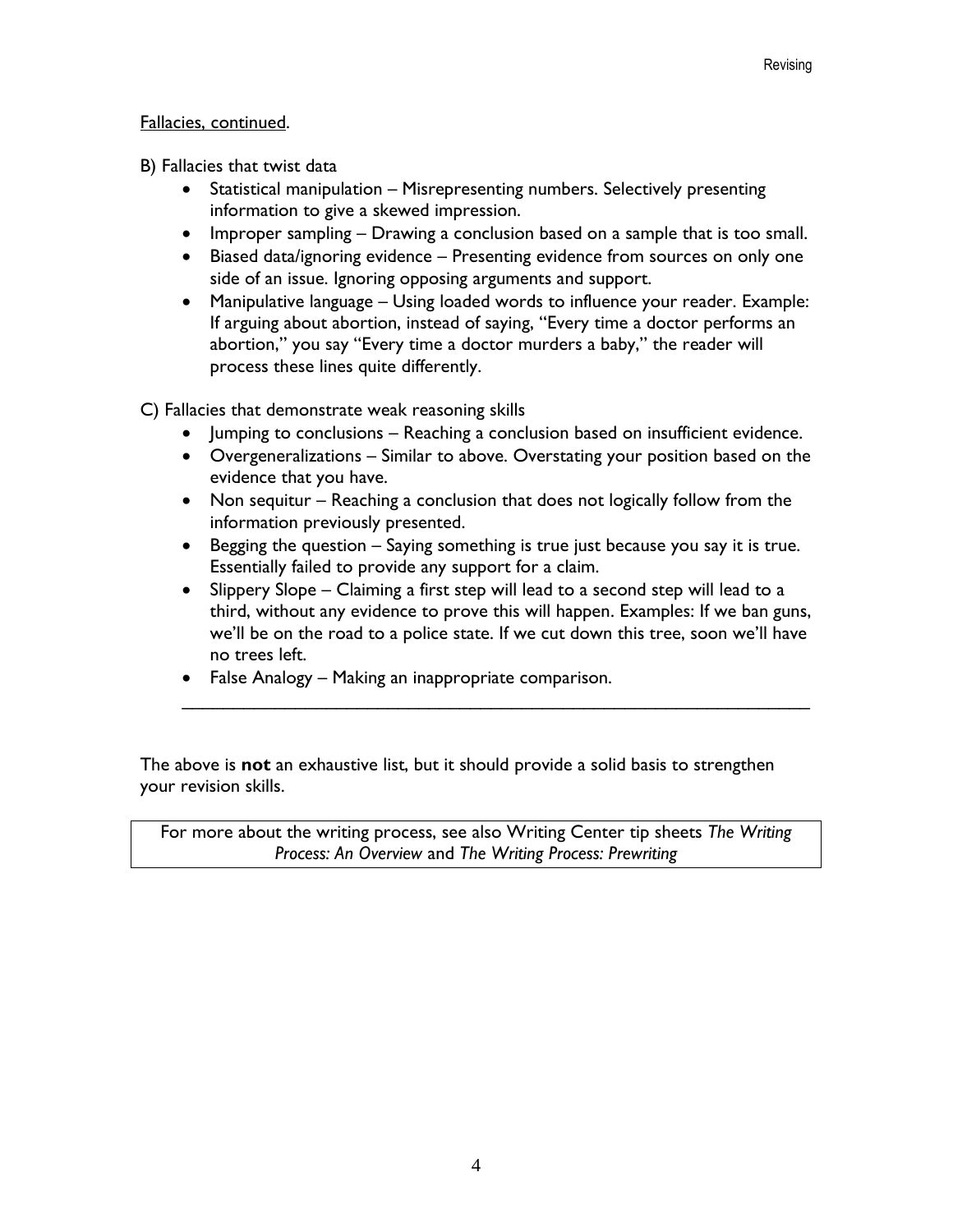Fallacies, continued.

B) Fallacies that twist data

- Statistical manipulation – Misrepresenting numbers. Selectively presenting information to give a skewed impression.
- Improper sampling – Drawing a conclusion based on a sample that is too small.
- Biased data/ignoring evidence – Presenting evidence from sources on only one side of an issue. Ignoring opposing arguments and support.
- Manipulative language – Using loaded words to influence your reader. Example: If arguing about abortion, instead of saying, "Every time a doctor performs an abortion," you say "Every time a doctor murders a baby," the reader will process these lines quite differently.

C) Fallacies that demonstrate weak reasoning skills

- Jumping to conclusions – Reaching a conclusion based on insufficient evidence.
- Overgeneralizations – Similar to above. Overstating your position based on the evidence that you have.
- Non sequitur – Reaching a conclusion that does not logically follow from the information previously presented.
- Begging the question – Saying something is true just because you say it is true. Essentially failed to provide any support for a claim.
- Slippery Slope – Claiming a first step will lead to a second step will lead to a third, without any evidence to prove this will happen. Examples: If we ban guns, we'll be on the road to a police state. If we cut down this tree, soon we'll have no trees left.
- False Analogy – Making an inappropriate comparison.

---

The above is **not** an exhaustive list, but it should provide a solid basis to strengthen your revision skills.

For more about the writing process, see also Writing Center tip sheets *The Writing Process: An Overview* and *The Writing Process: Prewriting*